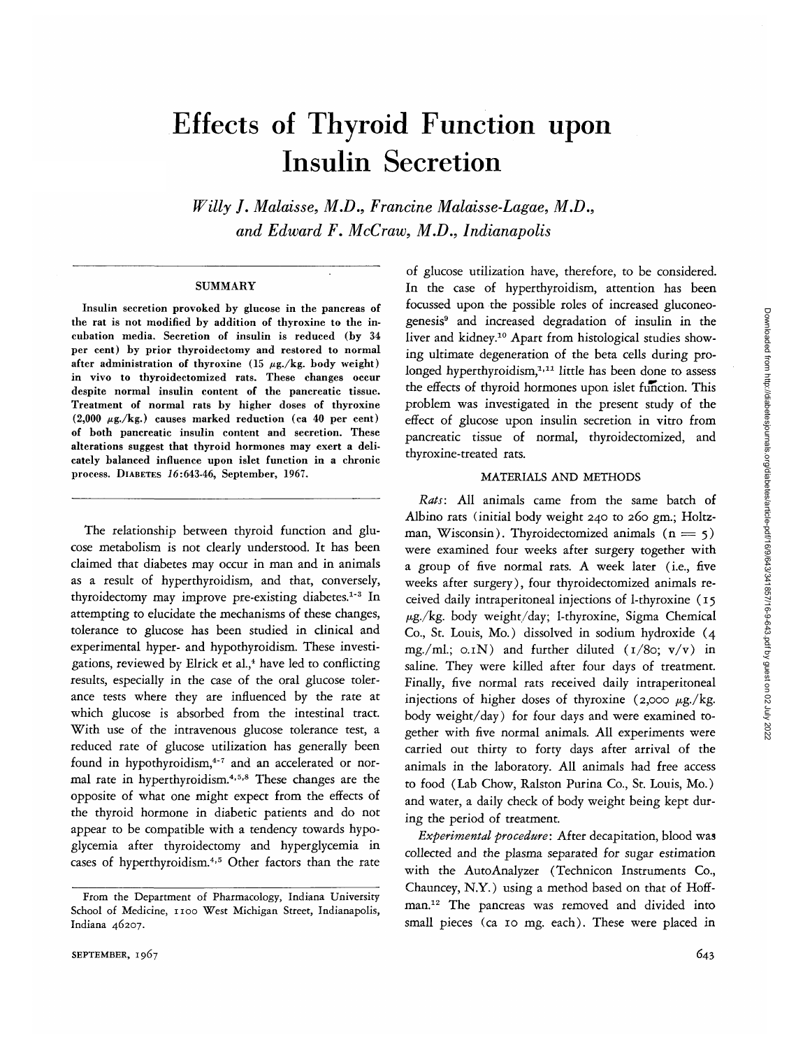# Effects of Thyroid Function upon Insulin Secretion

*Willy J. Malaisse, M.D., Francine Malaisse-Lagae, M.D., and Edward F. McCraw, M.D., Indianapolis*

## SUMMARY

Insulin secretion provoked by glucose in the pancreas of the rat is not modified by addition of thyroxine to the incubation media. Secretion of insulin is reduced (by 34 per cent) by prior thyroidectomy and restored to normal after administration of thyroxine (15 μg./kg. body weight) in vivo to thyroidectomized rats. These changes occur despite normal insulin content of the pancreatic tissue. Treatment of normal rats by higher doses of thyroxine (2,000 μg./kg.) causes marked reduction (ca 40 per cent) of both pancreatic insulin content and secretion. These alterations suggest that thyroid hormones may exert a delicately balanced influence upon islet function in a chronic process. DIABETES *16*:643-46, September, 1967.

The relationship between thyroid function and glucose metabolism is not clearly understood. It has been claimed that diabetes may occur in man and in animals as a result of hyperthyroidism, and that, conversely, thyroidectomy may improve pre-existing diabetes.[1-3] In attempting to elucidate the mechanisms of these changes, tolerance to glucose has been studied in clinical and experimental hyper- and hypothyroidism. These investigations, reviewed by Elrick et al.,[4] have led to conflicting results, especially in the case of the oral glucose tolerance tests where they are influenced by the rate at which glucose is absorbed from the intestinal tract. With use of the intravenous glucose tolerance test, a reduced rate of glucose utilization has generally been found in hypothyroidism,[4-7] and an accelerated or normal rate in hyperthyroidism.[4,5,8] These changes are the opposite of what one might expect from the effects of the thyroid hormone in diabetic patients and do not appear to be compatible with a tendency towards hypoglycemia after thyroidectomy and hyperglycemia in cases of hyperthyroidism.[4,5] Other factors than the rate of glucose utilization have, therefore, to be considered. In the case of hyperthyroidism, attention has been focussed upon the possible roles of increased gluconeogenesis[9] and increased degradation of insulin in the liver and kidney.[10] Apart from histological studies showing ultimate degeneration of the beta cells during prolonged hyperthyroidism,[1,11] little has been done to assess the effects of thyroid hormones upon islet function. This problem was investigated in the present study of the effect of glucose upon insulin secretion in vitro from pancreatic tissue of normal, thyroidectomized, and thyroxine-treated rats.

## MATERIALS AND METHODS

*Rats*: All animals came from the same batch of Albino rats (initial body weight 240 to 260 gm.; Holtzman, Wisconsin). Thyroidectomized animals ($n = 5$) were examined four weeks after surgery together with a group of five normal rats. A week later (i.e., five weeks after surgery), four thyroidectomized animals received daily intraperitoneal injections of l-thyroxine (15 μg./kg. body weight/day; l-thyroxine, Sigma Chemical Co., St. Louis, Mo.) dissolved in sodium hydroxide (4 mg./ml.; 0.1N) and further diluted (1/80; v/v) in saline. They were killed after four days of treatment. Finally, five normal rats received daily intraperitoneal injections of higher doses of thyroxine (2,000 μg./kg. body weight/day) for four days and were examined together with five normal animals. All experiments were carried out thirty to forty days after arrival of the animals in the laboratory. All animals had free access to food (Lab Chow, Ralston Purina Co., St. Louis, Mo.) and water, a daily check of body weight being kept during the period of treatment.

*Experimental procedure*: After decapitation, blood was collected and the plasma separated for sugar estimation with the AutoAnalyzer (Technicon Instruments Co., Chauncey, N.Y.) using a method based on that of Hoffman.[12] The pancreas was removed and divided into small pieces (ca 10 mg. each). These were placed in

From the Department of Pharmacology, Indiana University School of Medicine, 1100 West Michigan Street, Indianapolis, Indiana 46207.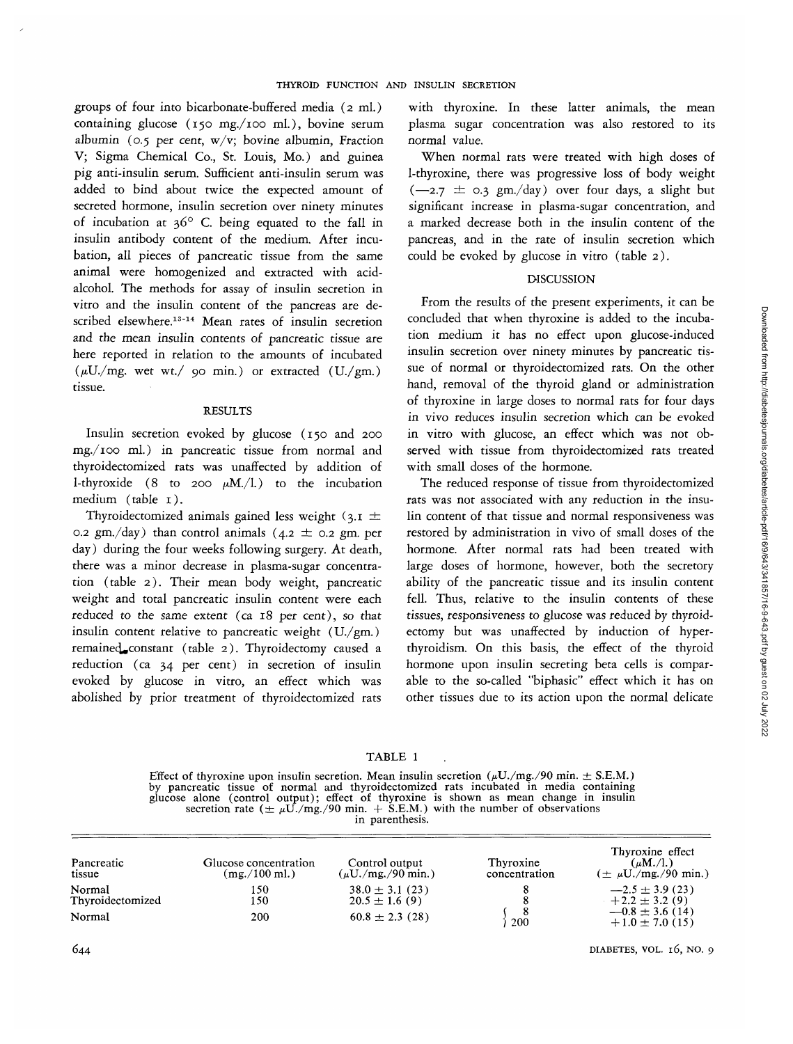groups of four into bicarbonate-buffered media (2 ml.) containing glucose (150 mg./100 ml.), bovine serum albumin (0.5 per cent, w/v; bovine albumin, Fraction V; Sigma Chemical Co., St. Louis, Mo.) and guinea pig anti-insulin serum. Sufficient anti-insulin serum was added to bind about twice the expected amount of secreted hormone, insulin secretion over ninety minutes of incubation at 36° C. being equated to the fall in insulin antibody content of the medium. After incubation, all pieces of pancreatic tissue from the same animal were homogenized and extracted with acid-alcohol. The methods for assay of insulin secretion in vitro and the insulin content of the pancreas are described elsewhere.[13-14] Mean rates of insulin secretion and the mean insulin contents of pancreatic tissue are here reported in relation to the amounts of incubated ($\mu$U./mg. wet wt./ 90 min.) or extracted (U./gm.) tissue.

## RESULTS

Insulin secretion evoked by glucose (150 and 200 mg./100 ml.) in pancreatic tissue from normal and thyroidectomized rats was unaffected by addition of l-thyroxide (8 to 200 $\mu$M./l.) to the incubation medium (table 1).

Thyroidectomized animals gained less weight (3.1 $\pm$ 0.2 gm./day) than control animals (4.2 $\pm$ 0.2 gm. per day) during the four weeks following surgery. At death, there was a minor decrease in plasma-sugar concentration (table 2). Their mean body weight, pancreatic weight and total pancreatic insulin content were each reduced to the same extent (ca 18 per cent), so that insulin content relative to pancreatic weight (U./gm.) remained constant (table 2). Thyroidectomy caused a reduction (ca 34 per cent) in secretion of insulin evoked by glucose in vitro, an effect which was abolished by prior treatment of thyroidectomized rats with thyroxine. In these latter animals, the mean plasma sugar concentration was also restored to its normal value.

When normal rats were treated with high doses of l-thyroxine, there was progressive loss of body weight (—2.7 $\pm$ 0.3 gm./day) over four days, a slight but significant increase in plasma-sugar concentration, and a marked decrease both in the insulin content of the pancreas, and in the rate of insulin secretion which could be evoked by glucose in vitro (table 2).

## DISCUSSION

From the results of the present experiments, it can be concluded that when thyroxine is added to the incubation medium it has no effect upon glucose-induced insulin secretion over ninety minutes by pancreatic tissue of normal or thyroidectomized rats. On the other hand, removal of the thyroid gland or administration of thyroxine in large doses to normal rats for four days in vivo reduces insulin secretion which can be evoked in vitro with glucose, an effect which was not observed with tissue from thyroidectomized rats treated with small doses of the hormone.

The reduced response of tissue from thyroidectomized rats was not associated with any reduction in the insulin content of that tissue and normal responsiveness was restored by administration in vivo of small doses of the hormone. After normal rats had been treated with large doses of hormone, however, both the secretory ability of the pancreatic tissue and its insulin content fell. Thus, relative to the insulin contents of these tissues, responsiveness to glucose was reduced by thyroidectomy but was unaffected by induction of hyperthyroidism. On this basis, the effect of the thyroid hormone upon insulin secreting beta cells is comparable to the so-called "biphasic" effect which it has on other tissues due to its action upon the normal delicate

TABLE 1

Effect of thyroxine upon insulin secretion. Mean insulin secretion ($\mu$U./mg./90 min. $\pm$ S.E.M.) by pancreatic tissue of normal and thyroidectomized rats incubated in media containing glucose alone (control output); effect of thyroxine is shown as mean change in insulin secretion rate ($\pm$ $\mu$U./mg./90 min. + S.E.M.) with the number of observations in parenthesis.

| Pancreatic tissue | Glucose concentration (mg./100 ml.) | Control output ($\mu$U./mg./90 min.) | Thyroxine concentration | Thyroxine effect ($\mu$M./l.) ($\pm$ $\mu$U./mg./90 min.) |
|---|---|---|---|---|
| Normal | 150 | 38.0 $\pm$ 3.1 (23) | 8 | —2.5 $\pm$ 3.9 (23) |
| Thyroidectomized | 150 | 20.5 $\pm$ 1.6 (9) | 8 | +2.2 $\pm$ 3.2 (9) |
| Normal | 200 | 60.8 $\pm$ 2.3 (28) | 8 | —0.8 $\pm$ 3.6 (14) |
| | | | 200 | +1.0 $\pm$ 7.0 (15) |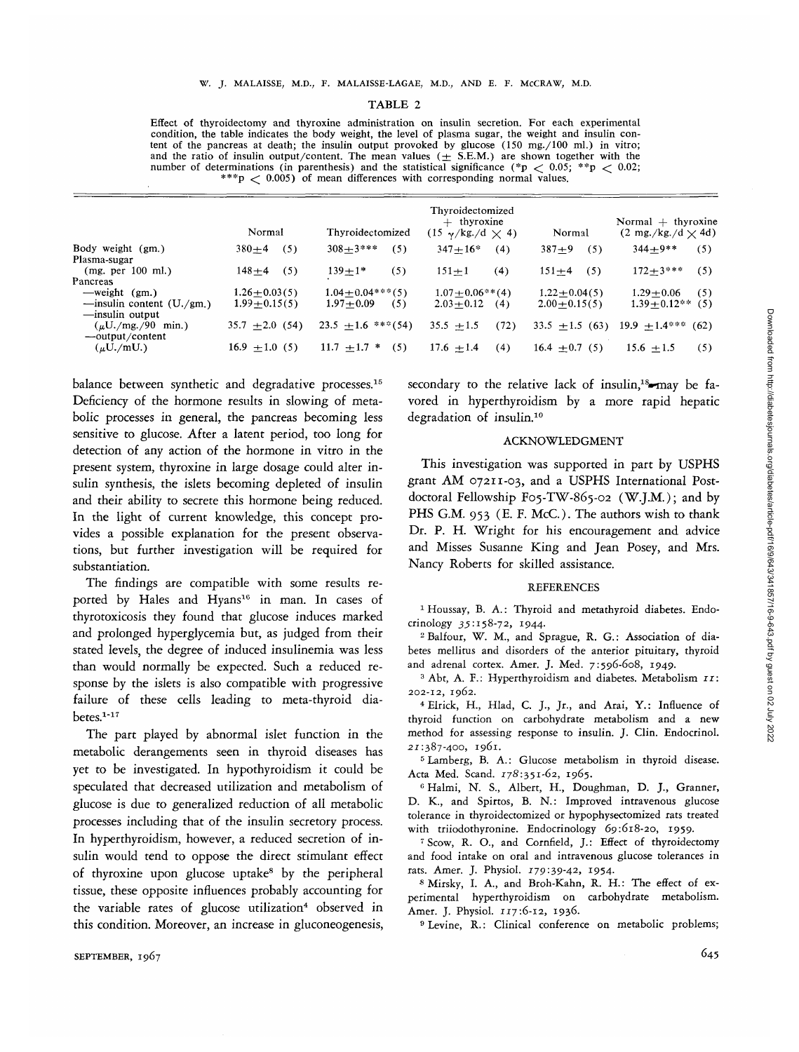TABLE 2

Effect of thyroidectomy and thyroxine administration on insulin secretion. For each experimental condition, the table indicates the body weight, the level of plasma sugar, the weight and insulin content of the pancreas at death; the insulin output provoked by glucose (150 mg./100 ml.) in vitro; and the ratio of insulin output/content. The mean values (± S.E.M.) are shown together with the number of determinations (in parenthesis) and the statistical significance (*p < 0.05; **p < 0.02; ***p < 0.005) of mean differences with corresponding normal values.

| | Normal | Thyroidectomized | Thyroidectomized + thyroxine (15 γ/kg./d × 4) | Normal | Normal + thyroxine (2 mg./kg./d × 4d) |
|---|---|---|---|---|---|
| Body weight (gm.) | 380±4 (5) | 308±3*** (5) | 347±16* (4) | 387±9 (5) | 344±9** (5) |
| Plasma-sugar (mg. per 100 ml.) | 148±4 (5) | 139±1* (5) | 151±1 (4) | 151±4 (5) | 172±3*** (5) |
| Pancreas | | | | | |
| —weight (gm.) | 1.26±0.03(5) | 1.04±0.04***(5) | 1.07±0.06**(4) | 1.22±0.04(5) | 1.29±0.06 (5) |
| —insulin content (U./gm.) | 1.99±0.15(5) | 1.97±0.09 (5) | 2.03±0.12 (4) | 2.00±0.15(5) | 1.39±0.12** (5) |
| —insulin output (μU./mg./90 min.) | 35.7 ±2.0 (54) | 23.5 ±1.6 ***(54) | 35.5 ±1.5 (72) | 33.5 ±1.5 (63) | 19.9 ±1.4*** (62) |
| —output/content (μU./mU.) | 16.9 ±1.0 (5) | 11.7 ±1.7 * (5) | 17.6 ±1.4 (4) | 16.4 ±0.7 (5) | 15.6 ±1.5 (5) |

balance between synthetic and degradative processes.[15] Deficiency of the hormone results in slowing of metabolic processes in general, the pancreas becoming less sensitive to glucose. After a latent period, too long for detection of any action of the hormone in vitro in the present system, thyroxine in large dosage could alter insulin synthesis, the islets becoming depleted of insulin and their ability to secrete this hormone being reduced. In the light of current knowledge, this concept provides a possible explanation for the present observations, but further investigation will be required for substantiation.

The findings are compatible with some results reported by Hales and Hyans[16] in man. In cases of thyrotoxicosis they found that glucose induces marked and prolonged hyperglycemia but, as judged from their stated levels, the degree of induced insulinemia was less than would normally be expected. Such a reduced response by the islets is also compatible with progressive failure of these cells leading to meta-thyroid diabetes.[1-17]

The part played by abnormal islet function in the metabolic derangements seen in thyroid diseases has yet to be investigated. In hypothyroidism it could be speculated that decreased utilization and metabolism of glucose is due to generalized reduction of all metabolic processes including that of the insulin secretory process. In hyperthyroidism, however, a reduced secretion of insulin would tend to oppose the direct stimulant effect of thyroxine upon glucose uptake[8] by the peripheral tissue, these opposite influences probably accounting for the variable rates of glucose utilization[4] observed in this condition. Moreover, an increase in gluconeogenesis, secondary to the relative lack of insulin,[18] may be favored in hyperthyroidism by a more rapid hepatic degradation of insulin.[10]

## ACKNOWLEDGMENT

This investigation was supported in part by USPHS grant AM 07211-03, and a USPHS International Postdoctoral Fellowship F05-TW-865-02 (W.J.M.); and by PHS G.M. 953 (E. F. McC.). The authors wish to thank Dr. P. H. Wright for his encouragement and advice and Misses Susanne King and Jean Posey, and Mrs. Nancy Roberts for skilled assistance.

## REFERENCES

[1] Houssay, B. A.: Thyroid and metathyroid diabetes. Endocrinology 35:158-72, 1944.

[2] Balfour, W. M., and Sprague, R. G.: Association of diabetes mellitus and disorders of the anterior pituitary, thyroid and adrenal cortex. Amer. J. Med. 7:596-608, 1949.

[3] Abt, A. F.: Hyperthyroidism and diabetes. Metabolism 11: 202-12, 1962.

[4] Elrick, H., Hlad, C. J., Jr., and Arai, Y.: Influence of thyroid function on carbohydrate metabolism and a new method for assessing response to insulin. J. Clin. Endocrinol. 21:387-400, 1961.

[5] Lamberg, B. A.: Glucose metabolism in thyroid disease. Acta Med. Scand. 178:351-62, 1965.

[6] Halmi, N. S., Albert, H., Doughman, D. J., Granner, D. K., and Spirtos, B. N.: Improved intravenous glucose tolerance in thyroidectomized or hypophysectomized rats treated with triiodothyronine. Endocrinology 69:618-20, 1959.

[7] Scow, R. O., and Cornfield, J.: Effect of thyroidectomy and food intake on oral and intravenous glucose tolerances in rats. Amer. J. Physiol. 179:39-42, 1954.

[8] Mirsky, I. A., and Broh-Kahn, R. H.: The effect of experimental hyperthyroidism on carbohydrate metabolism. Amer. J. Physiol. 117:6-12, 1936.

[9] Levine, R.: Clinical conference on metabolic problems;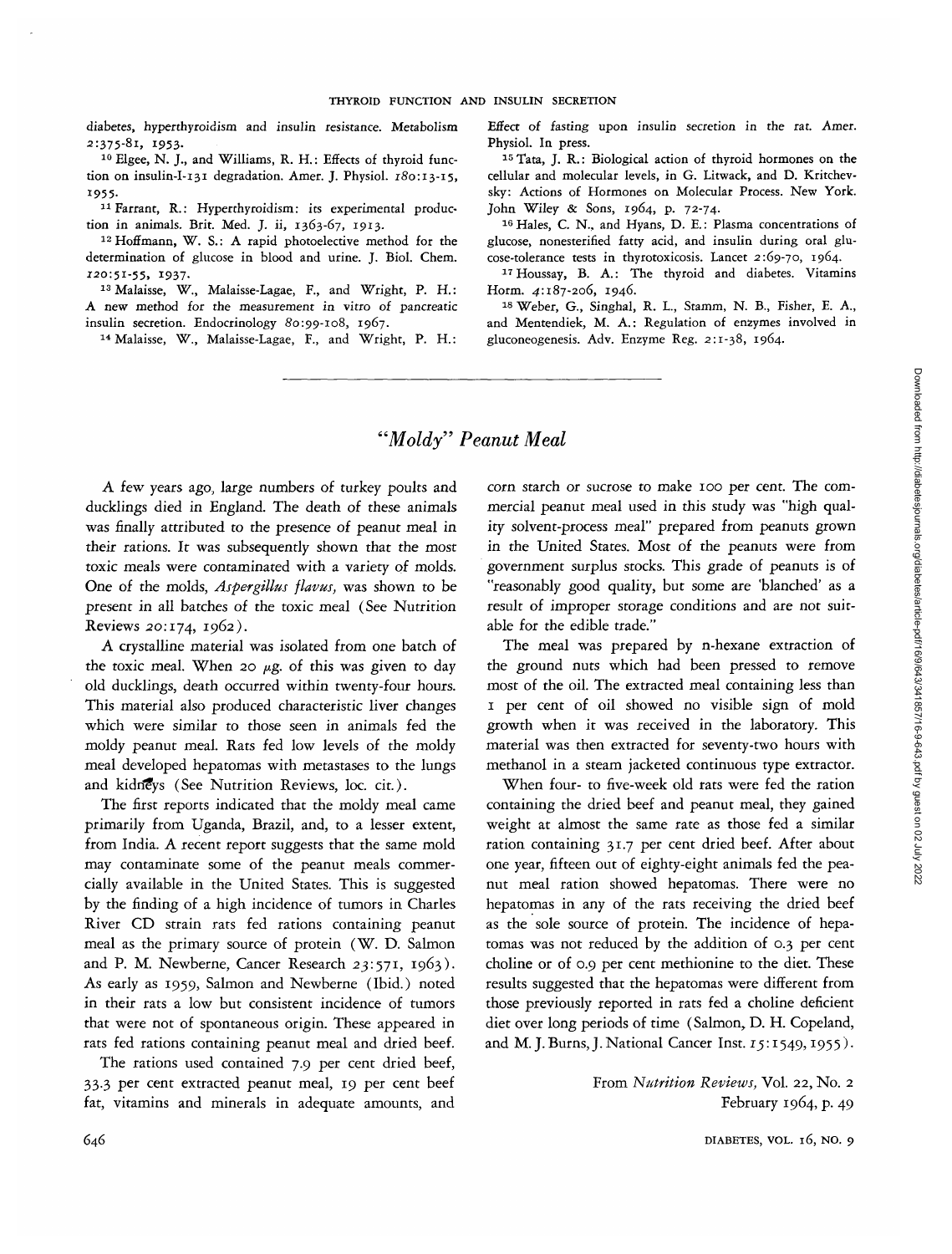diabetes, hyperthyroidism and insulin resistance. Metabolism 2:375-81, 1953.

[10] Elgee, N. J., and Williams, R. H.: Effects of thyroid function on insulin-I-131 degradation. Amer. J. Physiol. 180:13-15, 1955.

[11] Farrant, R.: Hyperthyroidism: its experimental production in animals. Brit. Med. J. ii, 1363-67, 1913.

[12] Hoffmann, W. S.: A rapid photoelective method for the determination of glucose in blood and urine. J. Biol. Chem. 120:51-55, 1937.

[13] Malaisse, W., Malaisse-Lagae, F., and Wright, P. H.: A new method for the measurement in vitro of pancreatic insulin secretion. Endocrinology 80:99-108, 1967.

[14] Malaisse, W., Malaisse-Lagae, F., and Wright, P. H.: Effect of fasting upon insulin secretion in the rat. Amer. Physiol. In press.

[15] Tata, J. R.: Biological action of thyroid hormones on the cellular and molecular levels, in G. Litwack, and D. Kritchevsky: Actions of Hormones on Molecular Process. New York. John Wiley & Sons, 1964, p. 72-74.

[16] Hales, C. N., and Hyans, D. E.: Plasma concentrations of glucose, nonesterified fatty acid, and insulin during oral glucose-tolerance tests in thyrotoxicosis. Lancet 2:69-70, 1964.

[17] Houssay, B. A.: The thyroid and diabetes. Vitamins Horm. 4:187-206, 1946.

[18] Weber, G., Singhal, R. L., Stamm, N. B., Fisher, E. A., and Mentendiek, M. A.: Regulation of enzymes involved in gluconeogenesis. Adv. Enzyme Reg. 2:1-38, 1964.

## *"Moldy" Peanut Meal*

A few years ago, large numbers of turkey poults and ducklings died in England. The death of these animals was finally attributed to the presence of peanut meal in their rations. It was subsequently shown that the most toxic meals were contaminated with a variety of molds. One of the molds, *Aspergillus flavus*, was shown to be present in all batches of the toxic meal (See Nutrition Reviews 20:174, 1962).

A crystalline material was isolated from one batch of the toxic meal. When 20 $\mu$g. of this was given to day old ducklings, death occurred within twenty-four hours. This material also produced characteristic liver changes which were similar to those seen in animals fed the moldy peanut meal. Rats fed low levels of the moldy meal developed hepatomas with metastases to the lungs and kidneys (See Nutrition Reviews, loc. cit.).

The first reports indicated that the moldy meal came primarily from Uganda, Brazil, and, to a lesser extent, from India. A recent report suggests that the same mold may contaminate some of the peanut meals commercially available in the United States. This is suggested by the finding of a high incidence of tumors in Charles River CD strain rats fed rations containing peanut meal as the primary source of protein (W. D. Salmon and P. M. Newberne, Cancer Research 23:571, 1963). As early as 1959, Salmon and Newberne (Ibid.) noted in their rats a low but consistent incidence of tumors that were not of spontaneous origin. These appeared in rats fed rations containing peanut meal and dried beef.

The rations used contained 7.9 per cent dried beef, 33.3 per cent extracted peanut meal, 19 per cent beef fat, vitamins and minerals in adequate amounts, and corn starch or sucrose to make 100 per cent. The commercial peanut meal used in this study was "high quality solvent-process meal" prepared from peanuts grown in the United States. Most of the peanuts were from government surplus stocks. This grade of peanuts is of "reasonably good quality, but some are 'blanched' as a result of improper storage conditions and are not suitable for the edible trade."

The meal was prepared by n-hexane extraction of the ground nuts which had been pressed to remove most of the oil. The extracted meal containing less than 1 per cent of oil showed no visible sign of mold growth when it was received in the laboratory. This material was then extracted for seventy-two hours with methanol in a steam jacketed continuous type extractor.

When four- to five-week old rats were fed the ration containing the dried beef and peanut meal, they gained weight at almost the same rate as those fed a similar ration containing 31.7 per cent dried beef. After about one year, fifteen out of eighty-eight animals fed the peanut meal ration showed hepatomas. There were no hepatomas in any of the rats receiving the dried beef as the sole source of protein. The incidence of hepatomas was not reduced by the addition of 0.3 per cent choline or of 0.9 per cent methionine to the diet. These results suggested that the hepatomas were different from those previously reported in rats fed a choline deficient diet over long periods of time (Salmon, D. H. Copeland, and M. J. Burns, J. National Cancer Inst. 15:1549, 1955).

From *Nutrition Reviews*, Vol. 22, No. 2
February 1964, p. 49